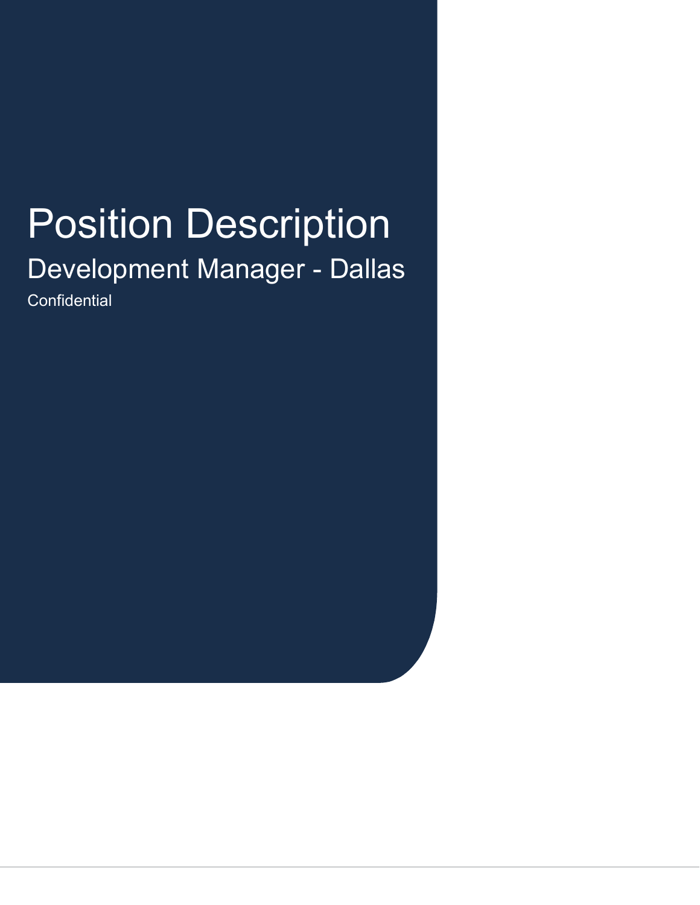# Position Description

## Development Manager - Dallas

Confidential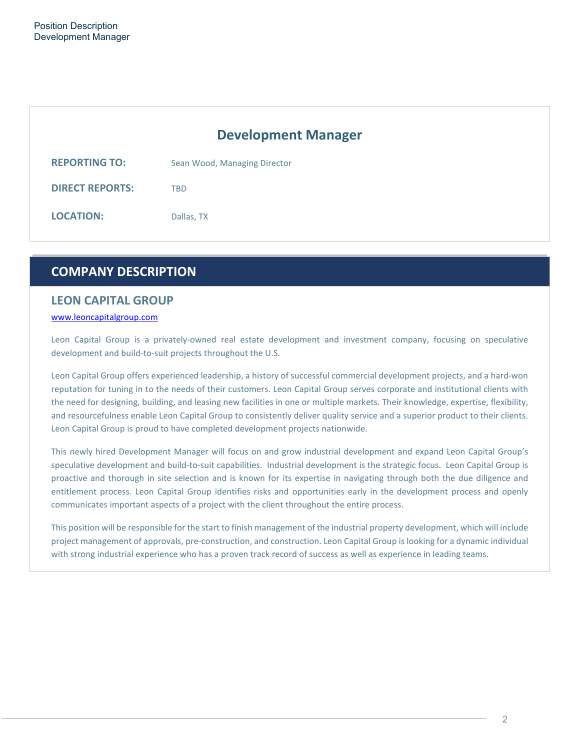# Development Manager

**REPORTING TO:** Sean Wood, Managing Director

**DIRECT REPORTS:** TBD

**LOCATION:** Dallas, TX

## COMPANY DESCRIPTION

### LEON CAPITAL GROUP

www.leoncapitalgroup.com

Leon Capital Group is a privately-owned real estate development and investment company, focusing on speculative development and build-to-suit projects throughout the U.S.

Leon Capital Group offers experienced leadership, a history of successful commercial development projects, and a hard-won reputation for tuning in to the needs of their customers. Leon Capital Group serves corporate and institutional clients with the need for designing, building, and leasing new facilities in one or multiple markets. Their knowledge, expertise, flexibility, and resourcefulness enable Leon Capital Group to consistently deliver quality service and a superior product to their clients. Leon Capital Group is proud to have completed development projects nationwide.

This newly hired Development Manager will focus on and grow industrial development and expand Leon Capital Group's speculative development and build-to-suit capabilities. Industrial development is the strategic focus. Leon Capital Group is proactive and thorough in site selection and is known for its expertise in navigating through both the due diligence and entitlement process. Leon Capital Group identifies risks and opportunities early in the development process and openly communicates important aspects of a project with the client throughout the entire process.

This position will be responsible for the start to finish management of the industrial property development, which will include project management of approvals, pre-construction, and construction. Leon Capital Group is looking for a dynamic individual with strong industrial experience who has a proven track record of success as well as experience in leading teams.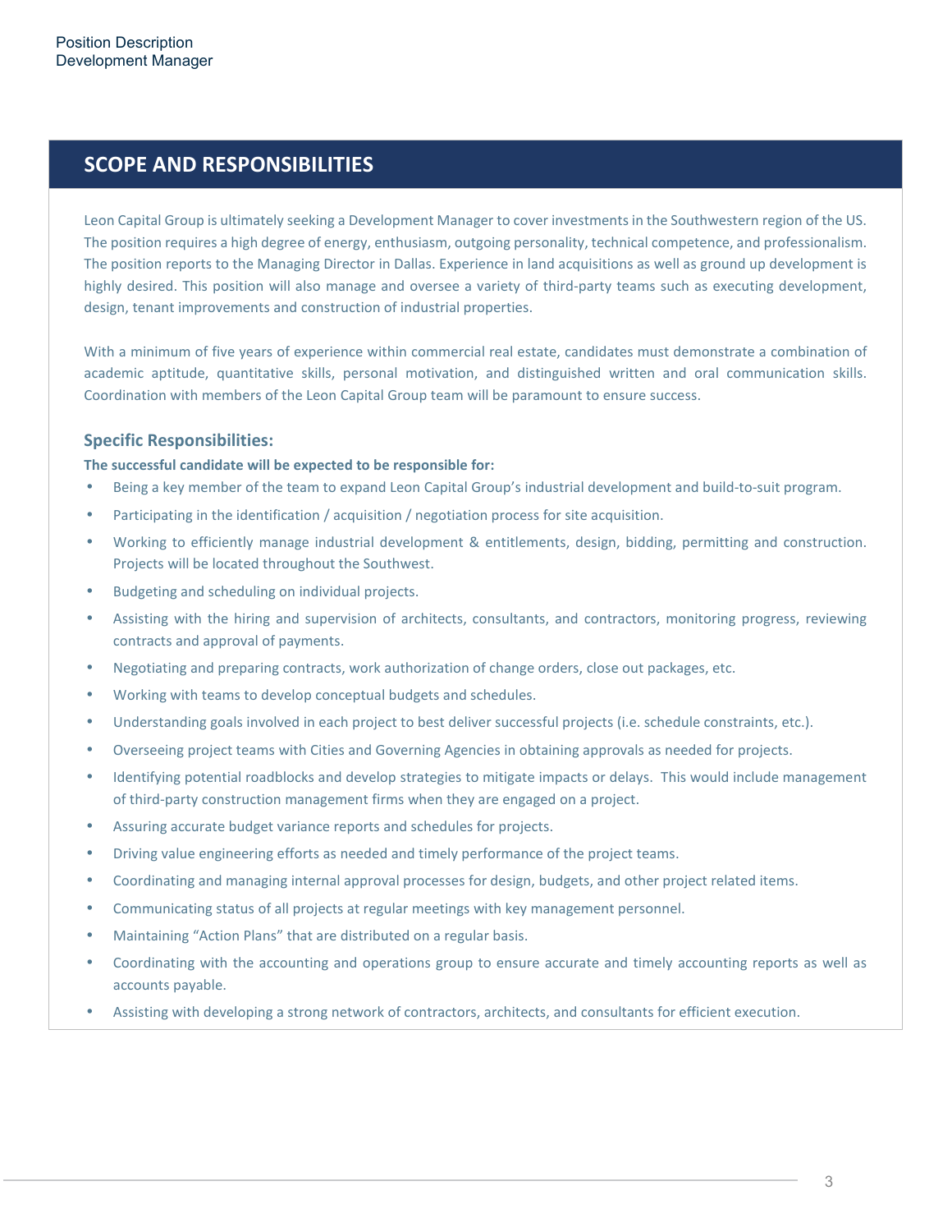## SCOPE AND RESPONSIBILITIES

Leon Capital Group is ultimately seeking a Development Manager to cover investments in the Southwestern region of the US. The position requires a high degree of energy, enthusiasm, outgoing personality, technical competence, and professionalism. The position reports to the Managing Director in Dallas. Experience in land acquisitions as well as ground up development is highly desired. This position will also manage and oversee a variety of third-party teams such as executing development, design, tenant improvements and construction of industrial properties.

With a minimum of five years of experience within commercial real estate, candidates must demonstrate a combination of academic aptitude, quantitative skills, personal motivation, and distinguished written and oral communication skills. Coordination with members of the Leon Capital Group team will be paramount to ensure success.

### Specific Responsibilities:

**The successful candidate will be expected to be responsible for:**

- Being a key member of the team to expand Leon Capital Group's industrial development and build-to-suit program.
- Participating in the identification / acquisition / negotiation process for site acquisition.
- Working to efficiently manage industrial development & entitlements, design, bidding, permitting and construction. Projects will be located throughout the Southwest.
- Budgeting and scheduling on individual projects.
- Assisting with the hiring and supervision of architects, consultants, and contractors, monitoring progress, reviewing contracts and approval of payments.
- Negotiating and preparing contracts, work authorization of change orders, close out packages, etc.
- Working with teams to develop conceptual budgets and schedules.
- Understanding goals involved in each project to best deliver successful projects (i.e. schedule constraints, etc.).
- Overseeing project teams with Cities and Governing Agencies in obtaining approvals as needed for projects.
- Identifying potential roadblocks and develop strategies to mitigate impacts or delays. This would include management of third-party construction management firms when they are engaged on a project.
- Assuring accurate budget variance reports and schedules for projects.
- Driving value engineering efforts as needed and timely performance of the project teams.
- Coordinating and managing internal approval processes for design, budgets, and other project related items.
- Communicating status of all projects at regular meetings with key management personnel.
- Maintaining "Action Plans" that are distributed on a regular basis.
- Coordinating with the accounting and operations group to ensure accurate and timely accounting reports as well as accounts payable.
- Assisting with developing a strong network of contractors, architects, and consultants for efficient execution.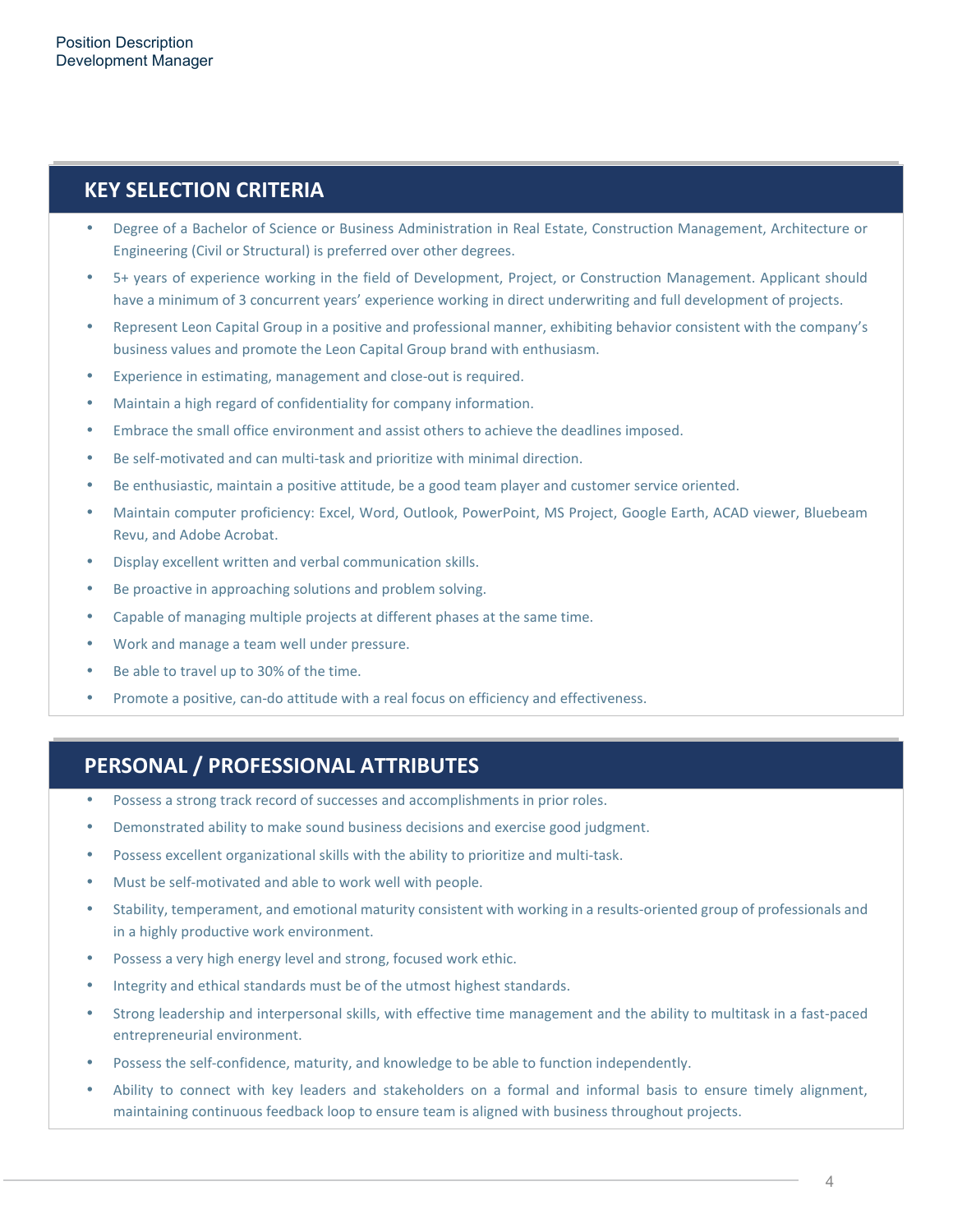## KEY SELECTION CRITERIA

- Degree of a Bachelor of Science or Business Administration in Real Estate, Construction Management, Architecture or Engineering (Civil or Structural) is preferred over other degrees.
- 5+ years of experience working in the field of Development, Project, or Construction Management. Applicant should have a minimum of 3 concurrent years' experience working in direct underwriting and full development of projects.
- Represent Leon Capital Group in a positive and professional manner, exhibiting behavior consistent with the company's business values and promote the Leon Capital Group brand with enthusiasm.
- Experience in estimating, management and close-out is required.
- Maintain a high regard of confidentiality for company information.
- Embrace the small office environment and assist others to achieve the deadlines imposed.
- Be self-motivated and can multi-task and prioritize with minimal direction.
- Be enthusiastic, maintain a positive attitude, be a good team player and customer service oriented.
- Maintain computer proficiency: Excel, Word, Outlook, PowerPoint, MS Project, Google Earth, ACAD viewer, Bluebeam Revu, and Adobe Acrobat.
- Display excellent written and verbal communication skills.
- Be proactive in approaching solutions and problem solving.
- Capable of managing multiple projects at different phases at the same time.
- Work and manage a team well under pressure.
- Be able to travel up to 30% of the time.
- Promote a positive, can-do attitude with a real focus on efficiency and effectiveness.

## PERSONAL / PROFESSIONAL ATTRIBUTES

- Possess a strong track record of successes and accomplishments in prior roles.
- Demonstrated ability to make sound business decisions and exercise good judgment.
- Possess excellent organizational skills with the ability to prioritize and multi-task.
- Must be self-motivated and able to work well with people.
- Stability, temperament, and emotional maturity consistent with working in a results-oriented group of professionals and in a highly productive work environment.
- Possess a very high energy level and strong, focused work ethic.
- Integrity and ethical standards must be of the utmost highest standards.
- Strong leadership and interpersonal skills, with effective time management and the ability to multitask in a fast-paced entrepreneurial environment.
- Possess the self-confidence, maturity, and knowledge to be able to function independently.
- Ability to connect with key leaders and stakeholders on a formal and informal basis to ensure timely alignment, maintaining continuous feedback loop to ensure team is aligned with business throughout projects.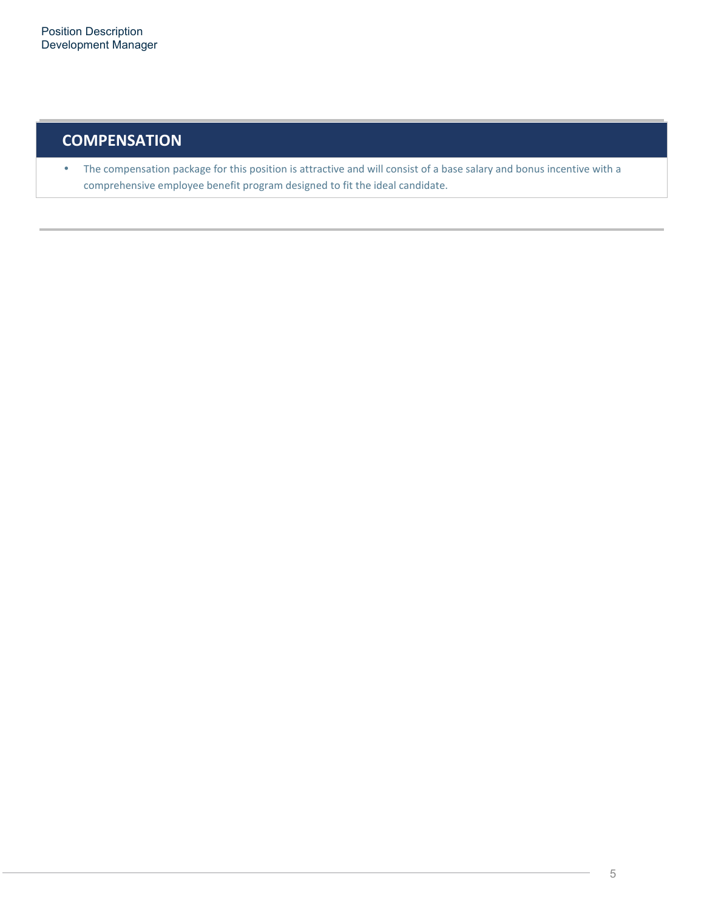## COMPENSATION

- The compensation package for this position is attractive and will consist of a base salary and bonus incentive with a comprehensive employee benefit program designed to fit the ideal candidate.